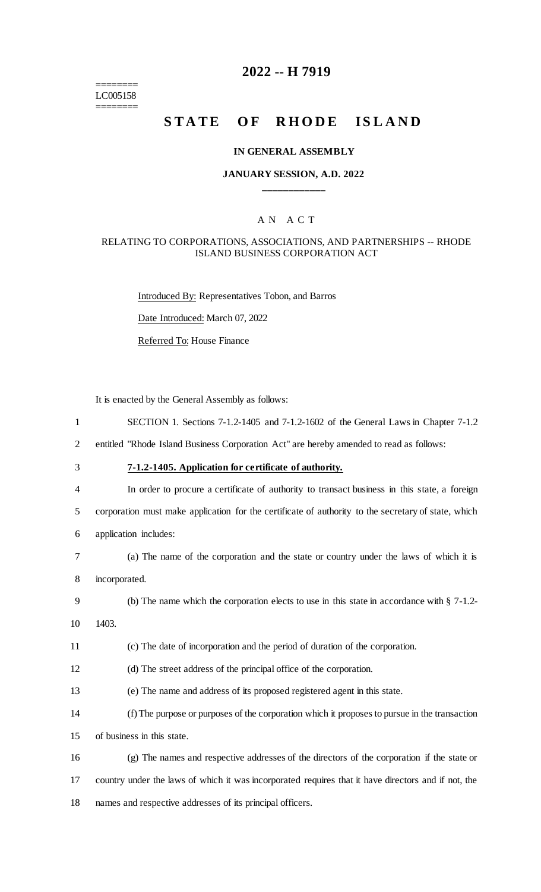========
LC005158
========

# 2022 -- H 7919

# STATE OF RHODE ISLAND

**IN GENERAL ASSEMBLY**

**JANUARY SESSION, A.D. 2022**

____________

A N A C T

RELATING TO CORPORATIONS, ASSOCIATIONS, AND PARTNERSHIPS -- RHODE ISLAND BUSINESS CORPORATION ACT

Introduced By: Representatives Tobon, and Barros

Date Introduced: March 07, 2022

Referred To: House Finance

It is enacted by the General Assembly as follows:

SECTION 1. Sections 7-1.2-1405 and 7-1.2-1602 of the General Laws in Chapter 7-1.2 entitled "Rhode Island Business Corporation Act" are hereby amended to read as follows:

**7-1.2-1405. Application for certificate of authority.**

In order to procure a certificate of authority to transact business in this state, a foreign corporation must make application for the certificate of authority to the secretary of state, which application includes:

(a) The name of the corporation and the state or country under the laws of which it is incorporated.

(b) The name which the corporation elects to use in this state in accordance with § 7-1.2-1403.

(c) The date of incorporation and the period of duration of the corporation.

(d) The street address of the principal office of the corporation.

(e) The name and address of its proposed registered agent in this state.

(f) The purpose or purposes of the corporation which it proposes to pursue in the transaction of business in this state.

(g) The names and respective addresses of the directors of the corporation if the state or country under the laws of which it was incorporated requires that it have directors and if not, the names and respective addresses of its principal officers.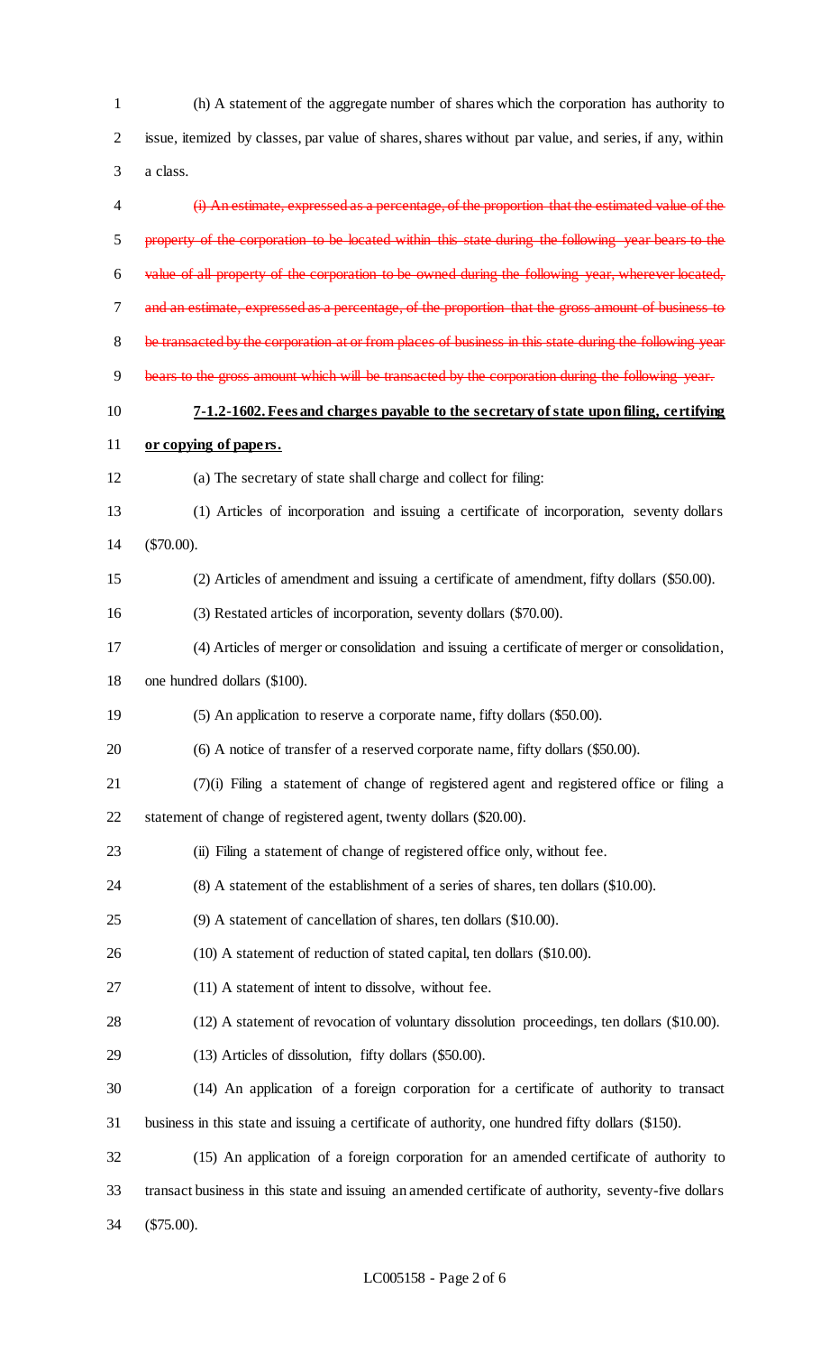(h) A statement of the aggregate number of shares which the corporation has authority to issue, itemized by classes, par value of shares, shares without par value, and series, if any, within a class.

~~(i) An estimate, expressed as a percentage, of the proportion that the estimated value of the property of the corporation to be located within this state during the following year bears to the value of all property of the corporation to be owned during the following year, wherever located, and an estimate, expressed as a percentage, of the proportion that the gross amount of business to be transacted by the corporation at or from places of business in this state during the following year bears to the gross amount which will be transacted by the corporation during the following year.~~

**7-1.2-1602. Fees and charges payable to the secretary of state upon filing, certifying or copying of papers.**

(a) The secretary of state shall charge and collect for filing:

(1) Articles of incorporation and issuing a certificate of incorporation, seventy dollars ($70.00).

(2) Articles of amendment and issuing a certificate of amendment, fifty dollars ($50.00).

(3) Restated articles of incorporation, seventy dollars ($70.00).

(4) Articles of merger or consolidation and issuing a certificate of merger or consolidation, one hundred dollars ($100).

(5) An application to reserve a corporate name, fifty dollars ($50.00).

(6) A notice of transfer of a reserved corporate name, fifty dollars ($50.00).

(7)(i) Filing a statement of change of registered agent and registered office or filing a statement of change of registered agent, twenty dollars ($20.00).

(ii) Filing a statement of change of registered office only, without fee.

(8) A statement of the establishment of a series of shares, ten dollars ($10.00).

(9) A statement of cancellation of shares, ten dollars ($10.00).

(10) A statement of reduction of stated capital, ten dollars ($10.00).

(11) A statement of intent to dissolve, without fee.

(12) A statement of revocation of voluntary dissolution proceedings, ten dollars ($10.00).

(13) Articles of dissolution, fifty dollars ($50.00).

(14) An application of a foreign corporation for a certificate of authority to transact business in this state and issuing a certificate of authority, one hundred fifty dollars ($150).

(15) An application of a foreign corporation for an amended certificate of authority to transact business in this state and issuing an amended certificate of authority, seventy-five dollars ($75.00).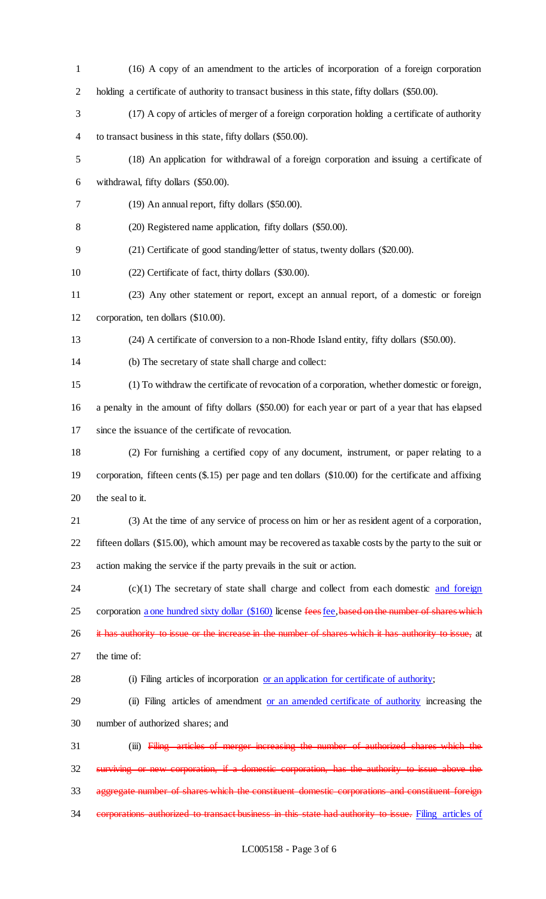(16) A copy of an amendment to the articles of incorporation of a foreign corporation holding a certificate of authority to transact business in this state, fifty dollars ($50.00).

(17) A copy of articles of merger of a foreign corporation holding a certificate of authority to transact business in this state, fifty dollars ($50.00).

(18) An application for withdrawal of a foreign corporation and issuing a certificate of withdrawal, fifty dollars ($50.00).

(19) An annual report, fifty dollars ($50.00).

(20) Registered name application, fifty dollars ($50.00).

(21) Certificate of good standing/letter of status, twenty dollars ($20.00).

(22) Certificate of fact, thirty dollars ($30.00).

(23) Any other statement or report, except an annual report, of a domestic or foreign corporation, ten dollars ($10.00).

(24) A certificate of conversion to a non-Rhode Island entity, fifty dollars ($50.00).

(b) The secretary of state shall charge and collect:

(1) To withdraw the certificate of revocation of a corporation, whether domestic or foreign, a penalty in the amount of fifty dollars ($50.00) for each year or part of a year that has elapsed since the issuance of the certificate of revocation.

(2) For furnishing a certified copy of any document, instrument, or paper relating to a corporation, fifteen cents ($.15) per page and ten dollars ($10.00) for the certificate and affixing the seal to it.

(3) At the time of any service of process on him or her as resident agent of a corporation, fifteen dollars ($15.00), which amount may be recovered as taxable costs by the party to the suit or action making the service if the party prevails in the suit or action.

(c)(1) The secretary of state shall charge and collect from each domestic <u>and foreign</u> corporation <u>a one hundred sixty dollar ($160)</u> license ~~fees~~ <u>fee</u>, ~~based on the number of shares which it has authority to issue or the increase in the number of shares which it has authority to issue,~~ at the time of:

(i) Filing articles of incorporation <u>or an application for certificate of authority</u>;

(ii) Filing articles of amendment <u>or an amended certificate of authority</u> increasing the number of authorized shares; and

(iii) ~~Filing articles of merger increasing the number of authorized shares which the surviving or new corporation, if a domestic corporation, has the authority to issue above the aggregate number of shares which the constituent domestic corporations and constituent foreign corporations authorized to transact business in this state had authority to issue.~~ <u>Filing articles of</u>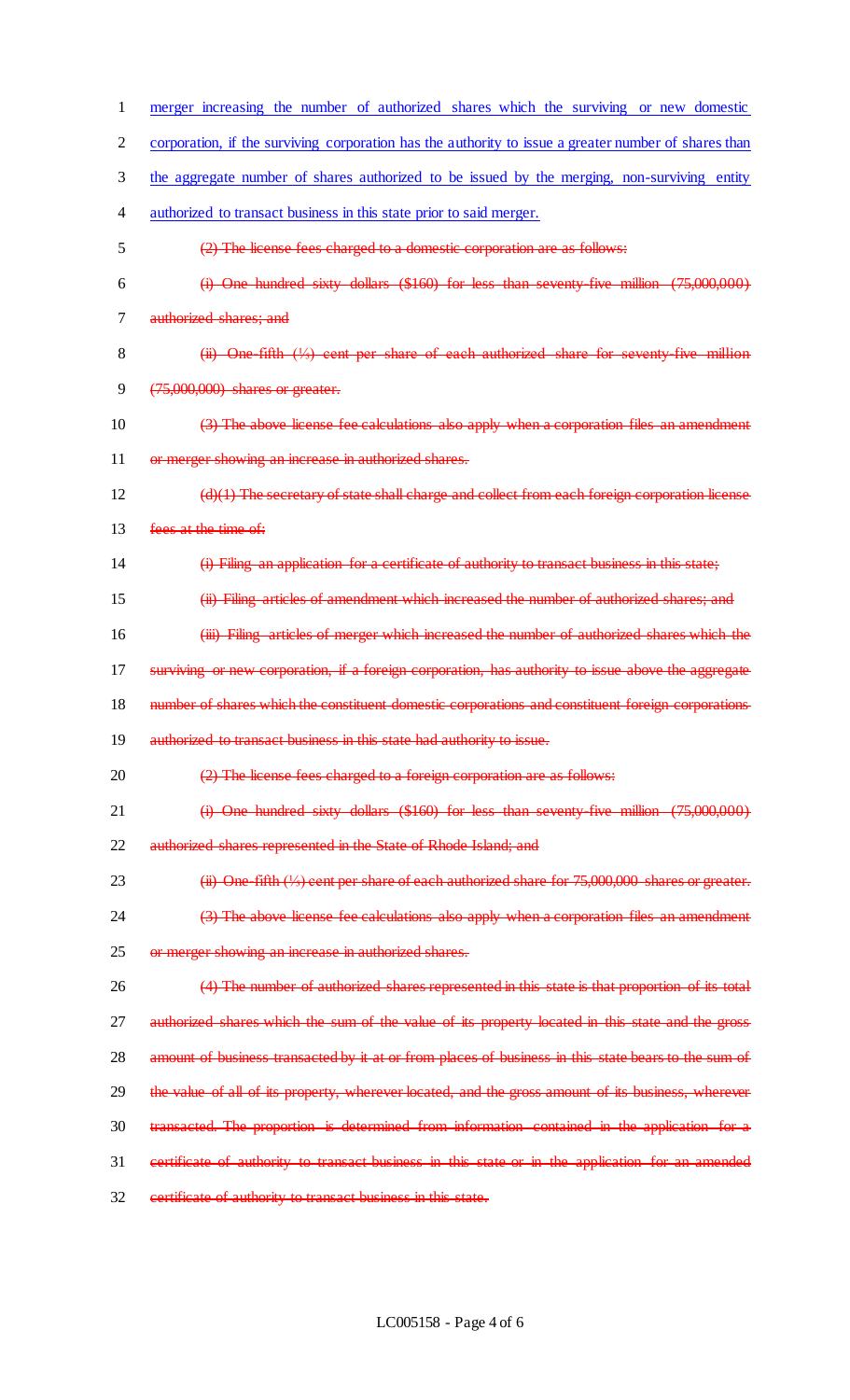merger increasing the number of authorized shares which the surviving or new domestic corporation, if the surviving corporation has the authority to issue a greater number of shares than the aggregate number of shares authorized to be issued by the merging, non-surviving entity authorized to transact business in this state prior to said merger.

~~(2) The license fees charged to a domestic corporation are as follows:~~

~~(i) One hundred sixty dollars ($160) for less than seventy-five million (75,000,000) authorized shares; and~~

~~(ii) One-fifth (⅕) cent per share of each authorized share for seventy-five million (75,000,000) shares or greater.~~

~~(3) The above license fee calculations also apply when a corporation files an amendment or merger showing an increase in authorized shares.~~

~~(d)(1) The secretary of state shall charge and collect from each foreign corporation license fees at the time of:~~

~~(i) Filing an application for a certificate of authority to transact business in this state;~~

~~(ii) Filing articles of amendment which increased the number of authorized shares; and~~

~~(iii) Filing articles of merger which increased the number of authorized shares which the surviving or new corporation, if a foreign corporation, has authority to issue above the aggregate number of shares which the constituent domestic corporations and constituent foreign corporations authorized to transact business in this state had authority to issue.~~

~~(2) The license fees charged to a foreign corporation are as follows:~~

~~(i) One hundred sixty dollars ($160) for less than seventy-five million (75,000,000) authorized shares represented in the State of Rhode Island; and~~

~~(ii) One-fifth (⅕) cent per share of each authorized share for 75,000,000 shares or greater.~~

~~(3) The above license fee calculations also apply when a corporation files an amendment or merger showing an increase in authorized shares.~~

~~(4) The number of authorized shares represented in this state is that proportion of its total authorized shares which the sum of the value of its property located in this state and the gross amount of business transacted by it at or from places of business in this state bears to the sum of the value of all of its property, wherever located, and the gross amount of its business, wherever transacted. The proportion is determined from information contained in the application for a certificate of authority to transact business in this state or in the application for an amended certificate of authority to transact business in this state.~~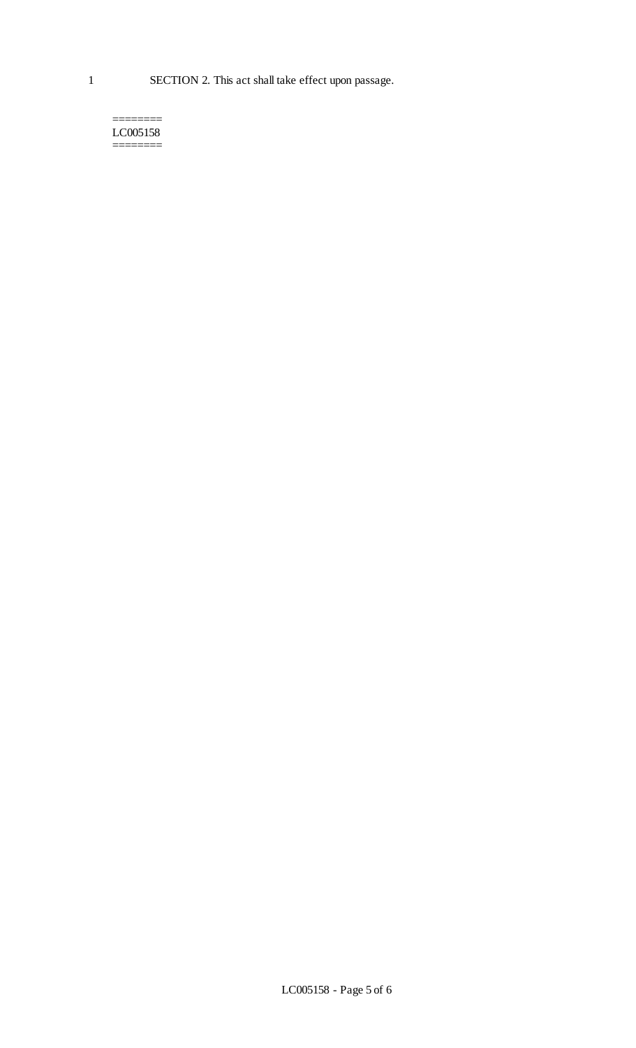1 SECTION 2. This act shall take effect upon passage.

========
LC005158
========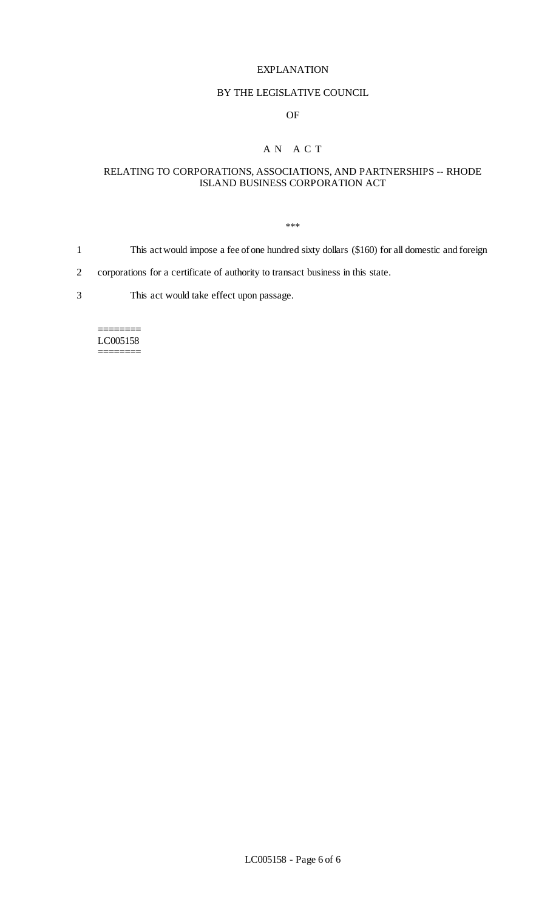EXPLANATION

BY THE LEGISLATIVE COUNCIL

OF

A N  A C T

RELATING TO CORPORATIONS, ASSOCIATIONS, AND PARTNERSHIPS -- RHODE ISLAND BUSINESS CORPORATION ACT

***

1 This act would impose a fee of one hundred sixty dollars ($160) for all domestic and foreign

2 corporations for a certificate of authority to transact business in this state.

3 This act would take effect upon passage.

========
LC005158
========